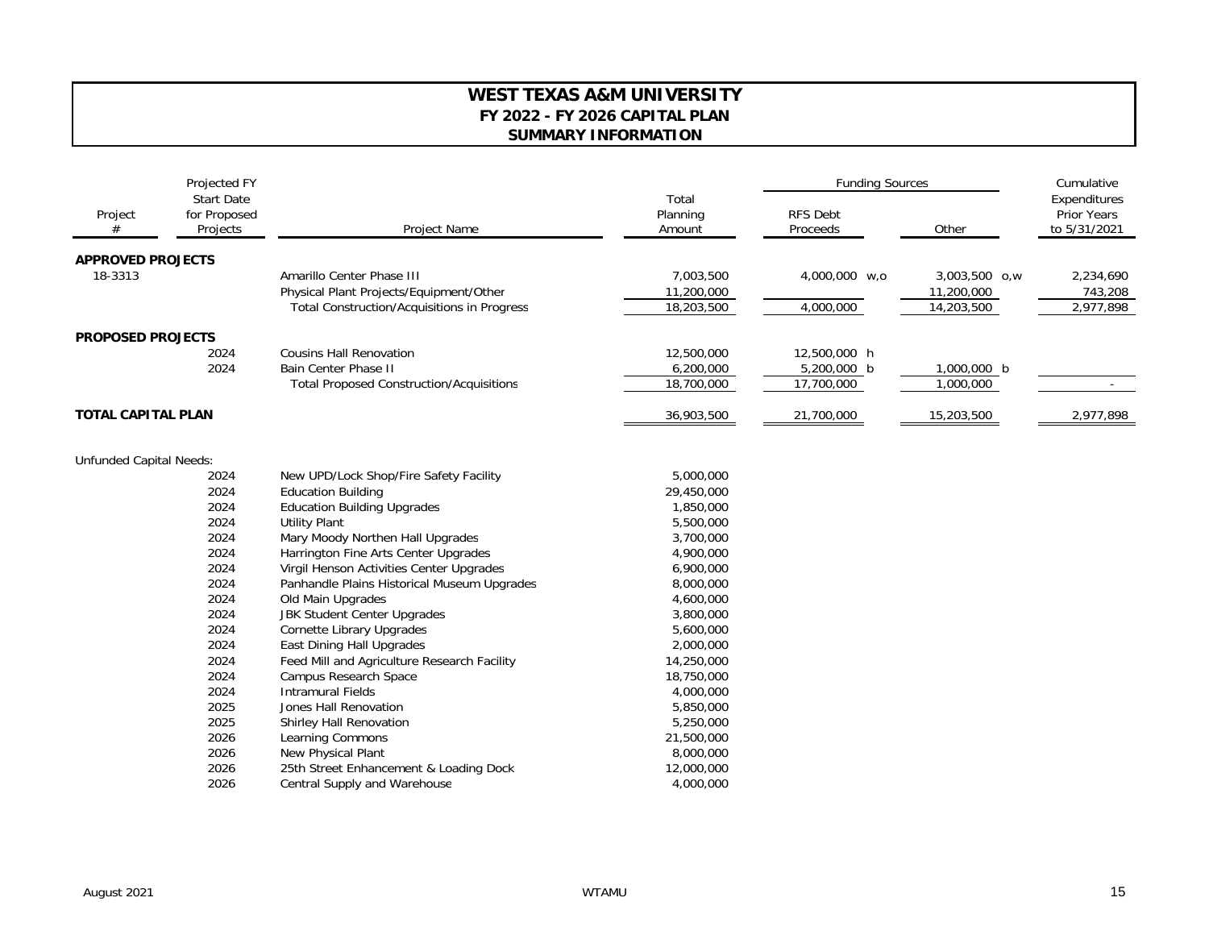# WEST TEXAS A&M UNIVERSITY
## FY 2022 - FY 2026 CAPITAL PLAN
## SUMMARY INFORMATION

| Project # | Projected FY Start Date for Proposed Projects | Project Name | Total Planning Amount | Funding Sources: RFS Debt Proceeds | Funding Sources: Other | Cumulative Expenditures Prior Years to 5/31/2021 |
|---|---|---|---|---|---|---|
| **APPROVED PROJECTS** | | | | | | |
| 18-3313 | | Amarillo Center Phase III | 7,003,500 | 4,000,000 w,o | 3,003,500 o,w | 2,234,690 |
| | | Physical Plant Projects/Equipment/Other | 11,200,000 | | 11,200,000 | 743,208 |
| | | Total Construction/Acquisitions in Progress | 18,203,500 | 4,000,000 | 14,203,500 | 2,977,898 |
| **PROPOSED PROJECTS** | | | | | | |
| | 2024 | Cousins Hall Renovation | 12,500,000 | 12,500,000 h | | |
| | 2024 | Bain Center Phase II | 6,200,000 | 5,200,000 b | 1,000,000 b | |
| | | Total Proposed Construction/Acquisitions | 18,700,000 | 17,700,000 | 1,000,000 | - |
| **TOTAL CAPITAL PLAN** | | | 36,903,500 | 21,700,000 | 15,203,500 | 2,977,898 |

| Unfunded Capital Needs: | Projected FY Start Date | Project Name | Total Planning Amount |
|---|---|---|---|
| | 2024 | New UPD/Lock Shop/Fire Safety Facility | 5,000,000 |
| | 2024 | Education Building | 29,450,000 |
| | 2024 | Education Building Upgrades | 1,850,000 |
| | 2024 | Utility Plant | 5,500,000 |
| | 2024 | Mary Moody Northen Hall Upgrades | 3,700,000 |
| | 2024 | Harrington Fine Arts Center Upgrades | 4,900,000 |
| | 2024 | Virgil Henson Activities Center Upgrades | 6,900,000 |
| | 2024 | Panhandle Plains Historical Museum Upgrades | 8,000,000 |
| | 2024 | Old Main Upgrades | 4,600,000 |
| | 2024 | JBK Student Center Upgrades | 3,800,000 |
| | 2024 | Cornette Library Upgrades | 5,600,000 |
| | 2024 | East Dining Hall Upgrades | 2,000,000 |
| | 2024 | Feed Mill and Agriculture Research Facility | 14,250,000 |
| | 2024 | Campus Research Space | 18,750,000 |
| | 2024 | Intramural Fields | 4,000,000 |
| | 2025 | Jones Hall Renovation | 5,850,000 |
| | 2025 | Shirley Hall Renovation | 5,250,000 |
| | 2026 | Learning Commons | 21,500,000 |
| | 2026 | New Physical Plant | 8,000,000 |
| | 2026 | 25th Street Enhancement & Loading Dock | 12,000,000 |
| | 2026 | Central Supply and Warehouse | 4,000,000 |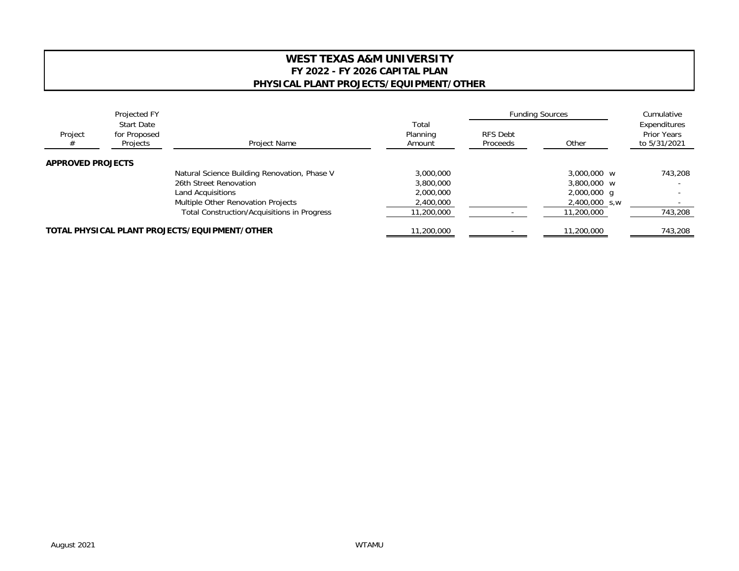# WEST TEXAS A&M UNIVERSITY
## FY 2022 - FY 2026 CAPITAL PLAN
## PHYSICAL PLANT PROJECTS/EQUIPMENT/OTHER

| Project # | Projected FY Start Date for Proposed Projects | Project Name | Total Planning Amount | Funding Sources: RFS Debt Proceeds | Funding Sources: Other | | Cumulative Expenditures Prior Years to 5/31/2021 |
|---|---|---|---|---|---|---|---|
| **APPROVED PROJECTS** | | | | | | | |
| | | Natural Science Building Renovation, Phase V | 3,000,000 | | 3,000,000 | w | 743,208 |
| | | 26th Street Renovation | 3,800,000 | | 3,800,000 | w | - |
| | | Land Acquisitions | 2,000,000 | | 2,000,000 | g | - |
| | | Multiple Other Renovation Projects | 2,400,000 | | 2,400,000 | s,w | - |
| | | Total Construction/Acquisitions in Progress | 11,200,000 | - | 11,200,000 | | 743,208 |
| **TOTAL PHYSICAL PLANT PROJECTS/EQUIPMENT/OTHER** | | | 11,200,000 | - | 11,200,000 | | 743,208 |

August 2021 WTAMU